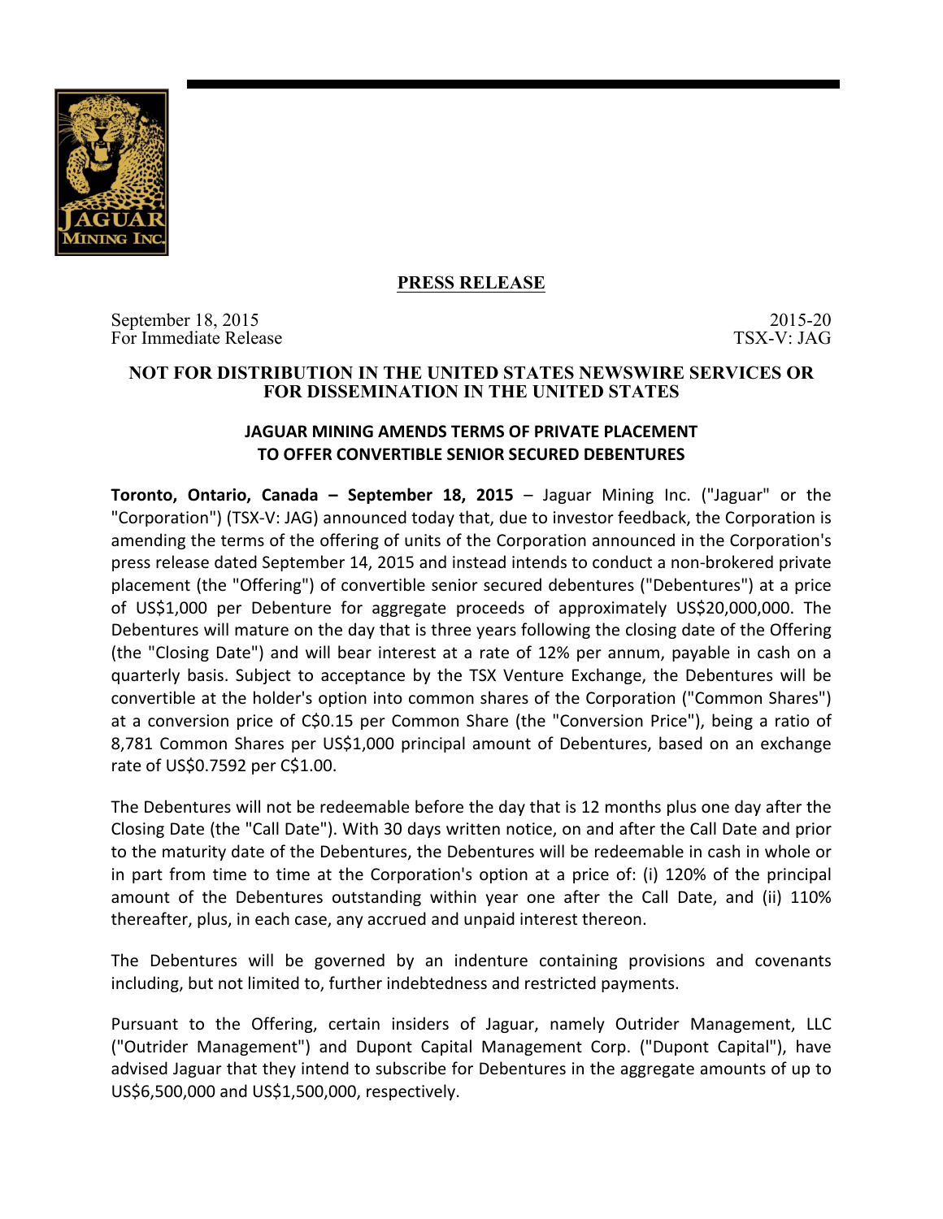## PRESS RELEASE

September 18, 2015
For Immediate Release

2015-20
TSX-V: JAG

**NOT FOR DISTRIBUTION IN THE UNITED STATES NEWSWIRE SERVICES OR FOR DISSEMINATION IN THE UNITED STATES**

# JAGUAR MINING AMENDS TERMS OF PRIVATE PLACEMENT TO OFFER CONVERTIBLE SENIOR SECURED DEBENTURES

**Toronto, Ontario, Canada – September 18, 2015** – Jaguar Mining Inc. ("Jaguar" or the "Corporation") (TSX-V: JAG) announced today that, due to investor feedback, the Corporation is amending the terms of the offering of units of the Corporation announced in the Corporation's press release dated September 14, 2015 and instead intends to conduct a non-brokered private placement (the "Offering") of convertible senior secured debentures ("Debentures") at a price of US$1,000 per Debenture for aggregate proceeds of approximately US$20,000,000. The Debentures will mature on the day that is three years following the closing date of the Offering (the "Closing Date") and will bear interest at a rate of 12% per annum, payable in cash on a quarterly basis. Subject to acceptance by the TSX Venture Exchange, the Debentures will be convertible at the holder's option into common shares of the Corporation ("Common Shares") at a conversion price of C$0.15 per Common Share (the "Conversion Price"), being a ratio of 8,781 Common Shares per US$1,000 principal amount of Debentures, based on an exchange rate of US$0.7592 per C$1.00.

The Debentures will not be redeemable before the day that is 12 months plus one day after the Closing Date (the "Call Date"). With 30 days written notice, on and after the Call Date and prior to the maturity date of the Debentures, the Debentures will be redeemable in cash in whole or in part from time to time at the Corporation's option at a price of: (i) 120% of the principal amount of the Debentures outstanding within year one after the Call Date, and (ii) 110% thereafter, plus, in each case, any accrued and unpaid interest thereon.

The Debentures will be governed by an indenture containing provisions and covenants including, but not limited to, further indebtedness and restricted payments.

Pursuant to the Offering, certain insiders of Jaguar, namely Outrider Management, LLC ("Outrider Management") and Dupont Capital Management Corp. ("Dupont Capital"), have advised Jaguar that they intend to subscribe for Debentures in the aggregate amounts of up to US$6,500,000 and US$1,500,000, respectively.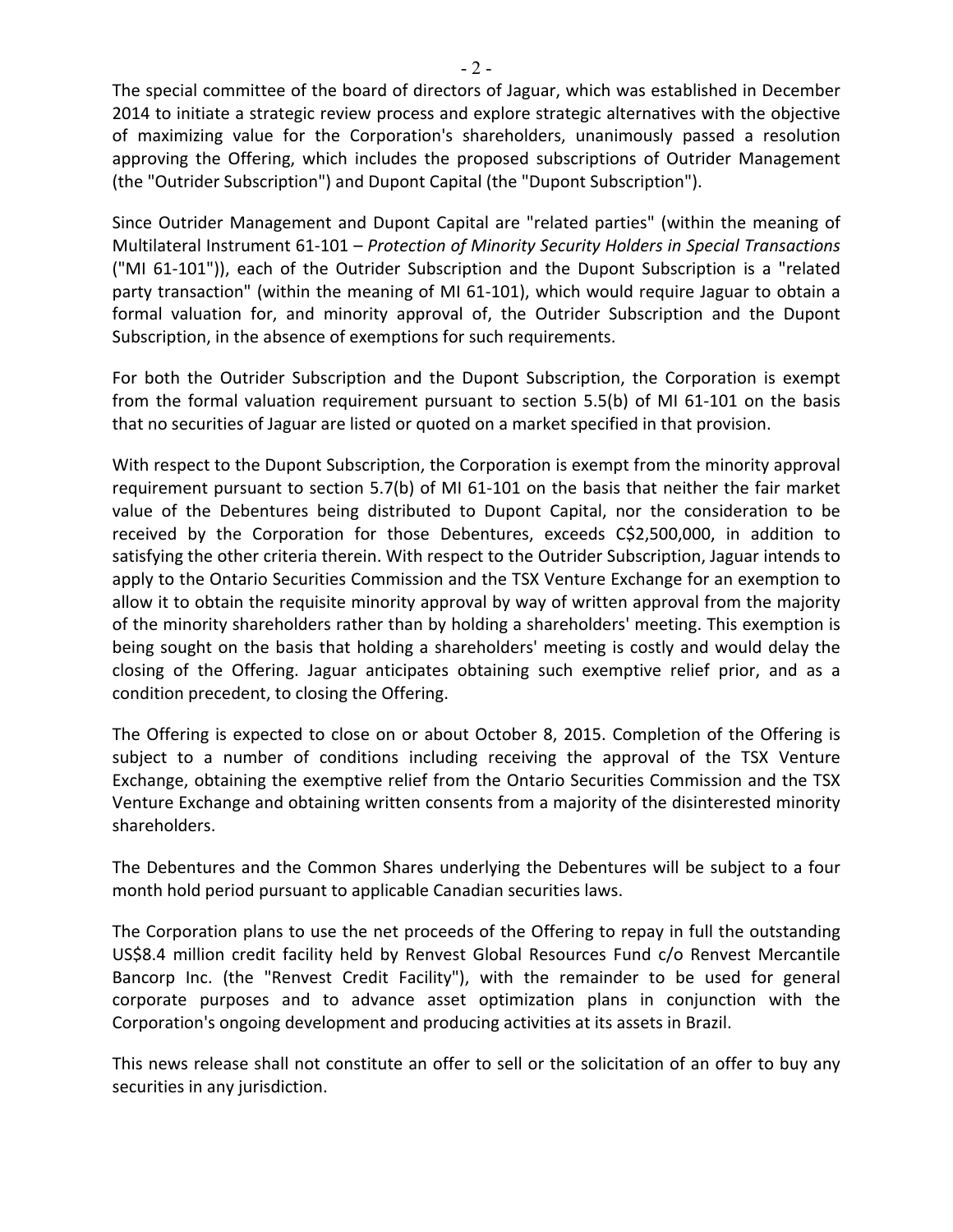The special committee of the board of directors of Jaguar, which was established in December 2014 to initiate a strategic review process and explore strategic alternatives with the objective of maximizing value for the Corporation's shareholders, unanimously passed a resolution approving the Offering, which includes the proposed subscriptions of Outrider Management (the "Outrider Subscription") and Dupont Capital (the "Dupont Subscription").

Since Outrider Management and Dupont Capital are "related parties" (within the meaning of Multilateral Instrument 61-101 – *Protection of Minority Security Holders in Special Transactions* ("MI 61-101")), each of the Outrider Subscription and the Dupont Subscription is a "related party transaction" (within the meaning of MI 61-101), which would require Jaguar to obtain a formal valuation for, and minority approval of, the Outrider Subscription and the Dupont Subscription, in the absence of exemptions for such requirements.

For both the Outrider Subscription and the Dupont Subscription, the Corporation is exempt from the formal valuation requirement pursuant to section 5.5(b) of MI 61-101 on the basis that no securities of Jaguar are listed or quoted on a market specified in that provision.

With respect to the Dupont Subscription, the Corporation is exempt from the minority approval requirement pursuant to section 5.7(b) of MI 61-101 on the basis that neither the fair market value of the Debentures being distributed to Dupont Capital, nor the consideration to be received by the Corporation for those Debentures, exceeds C$2,500,000, in addition to satisfying the other criteria therein. With respect to the Outrider Subscription, Jaguar intends to apply to the Ontario Securities Commission and the TSX Venture Exchange for an exemption to allow it to obtain the requisite minority approval by way of written approval from the majority of the minority shareholders rather than by holding a shareholders' meeting. This exemption is being sought on the basis that holding a shareholders' meeting is costly and would delay the closing of the Offering. Jaguar anticipates obtaining such exemptive relief prior, and as a condition precedent, to closing the Offering.

The Offering is expected to close on or about October 8, 2015. Completion of the Offering is subject to a number of conditions including receiving the approval of the TSX Venture Exchange, obtaining the exemptive relief from the Ontario Securities Commission and the TSX Venture Exchange and obtaining written consents from a majority of the disinterested minority shareholders.

The Debentures and the Common Shares underlying the Debentures will be subject to a four month hold period pursuant to applicable Canadian securities laws.

The Corporation plans to use the net proceeds of the Offering to repay in full the outstanding US$8.4 million credit facility held by Renvest Global Resources Fund c/o Renvest Mercantile Bancorp Inc. (the "Renvest Credit Facility"), with the remainder to be used for general corporate purposes and to advance asset optimization plans in conjunction with the Corporation's ongoing development and producing activities at its assets in Brazil.

This news release shall not constitute an offer to sell or the solicitation of an offer to buy any securities in any jurisdiction.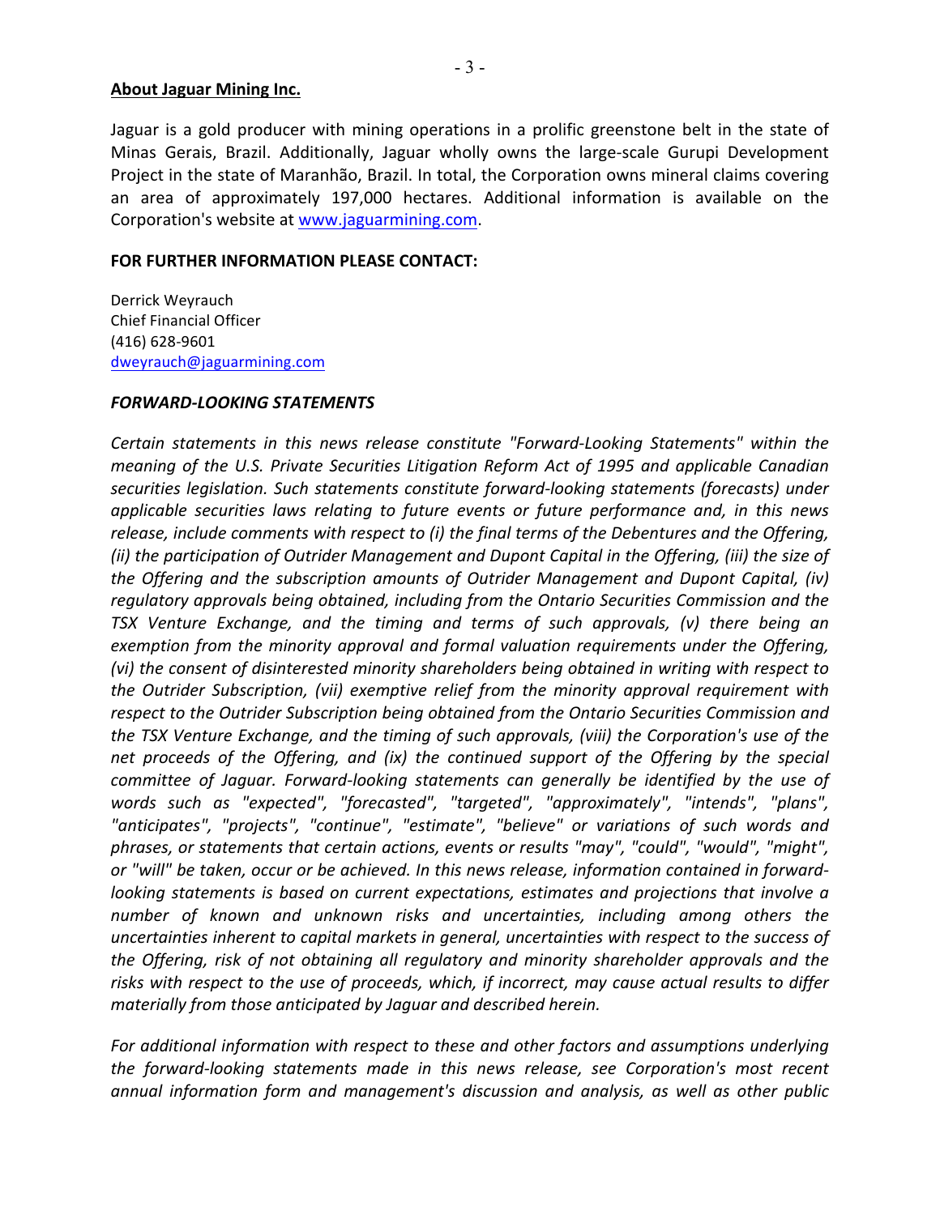**About Jaguar Mining Inc.**

Jaguar is a gold producer with mining operations in a prolific greenstone belt in the state of Minas Gerais, Brazil. Additionally, Jaguar wholly owns the large-scale Gurupi Development Project in the state of Maranhão, Brazil. In total, the Corporation owns mineral claims covering an area of approximately 197,000 hectares. Additional information is available on the Corporation's website at www.jaguarmining.com.

**FOR FURTHER INFORMATION PLEASE CONTACT:**

Derrick Weyrauch
Chief Financial Officer
(416) 628-9601
dweyrauch@jaguarmining.com

***FORWARD-LOOKING STATEMENTS***

*Certain statements in this news release constitute "Forward-Looking Statements" within the meaning of the U.S. Private Securities Litigation Reform Act of 1995 and applicable Canadian securities legislation. Such statements constitute forward-looking statements (forecasts) under applicable securities laws relating to future events or future performance and, in this news release, include comments with respect to (i) the final terms of the Debentures and the Offering, (ii) the participation of Outrider Management and Dupont Capital in the Offering, (iii) the size of the Offering and the subscription amounts of Outrider Management and Dupont Capital, (iv) regulatory approvals being obtained, including from the Ontario Securities Commission and the TSX Venture Exchange, and the timing and terms of such approvals, (v) there being an exemption from the minority approval and formal valuation requirements under the Offering, (vi) the consent of disinterested minority shareholders being obtained in writing with respect to the Outrider Subscription, (vii) exemptive relief from the minority approval requirement with respect to the Outrider Subscription being obtained from the Ontario Securities Commission and the TSX Venture Exchange, and the timing of such approvals, (viii) the Corporation's use of the net proceeds of the Offering, and (ix) the continued support of the Offering by the special committee of Jaguar. Forward-looking statements can generally be identified by the use of words such as "expected", "forecasted", "targeted", "approximately", "intends", "plans", "anticipates", "projects", "continue", "estimate", "believe" or variations of such words and phrases, or statements that certain actions, events or results "may", "could", "would", "might", or "will" be taken, occur or be achieved. In this news release, information contained in forward-looking statements is based on current expectations, estimates and projections that involve a number of known and unknown risks and uncertainties, including among others the uncertainties inherent to capital markets in general, uncertainties with respect to the success of the Offering, risk of not obtaining all regulatory and minority shareholder approvals and the risks with respect to the use of proceeds, which, if incorrect, may cause actual results to differ materially from those anticipated by Jaguar and described herein.*

*For additional information with respect to these and other factors and assumptions underlying the forward-looking statements made in this news release, see Corporation's most recent annual information form and management's discussion and analysis, as well as other public*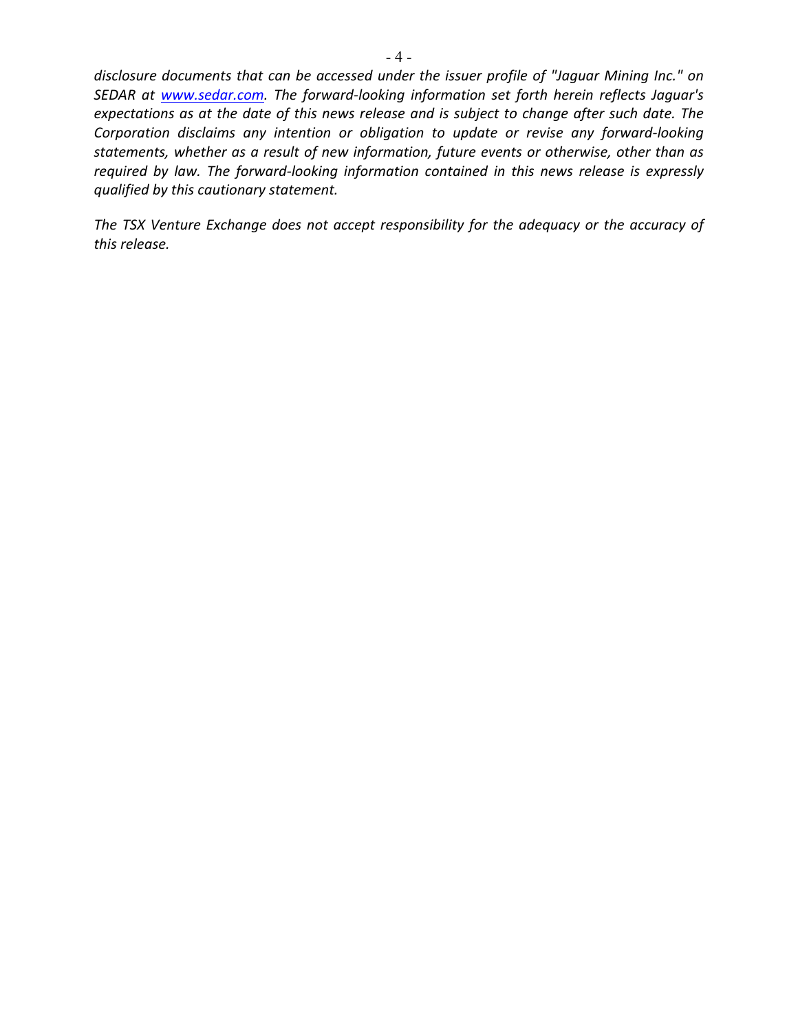*disclosure documents that can be accessed under the issuer profile of "Jaguar Mining Inc." on SEDAR at [www.sedar.com](http://www.sedar.com). The forward-looking information set forth herein reflects Jaguar's expectations as at the date of this news release and is subject to change after such date. The Corporation disclaims any intention or obligation to update or revise any forward-looking statements, whether as a result of new information, future events or otherwise, other than as required by law. The forward-looking information contained in this news release is expressly qualified by this cautionary statement.*

*The TSX Venture Exchange does not accept responsibility for the adequacy or the accuracy of this release.*